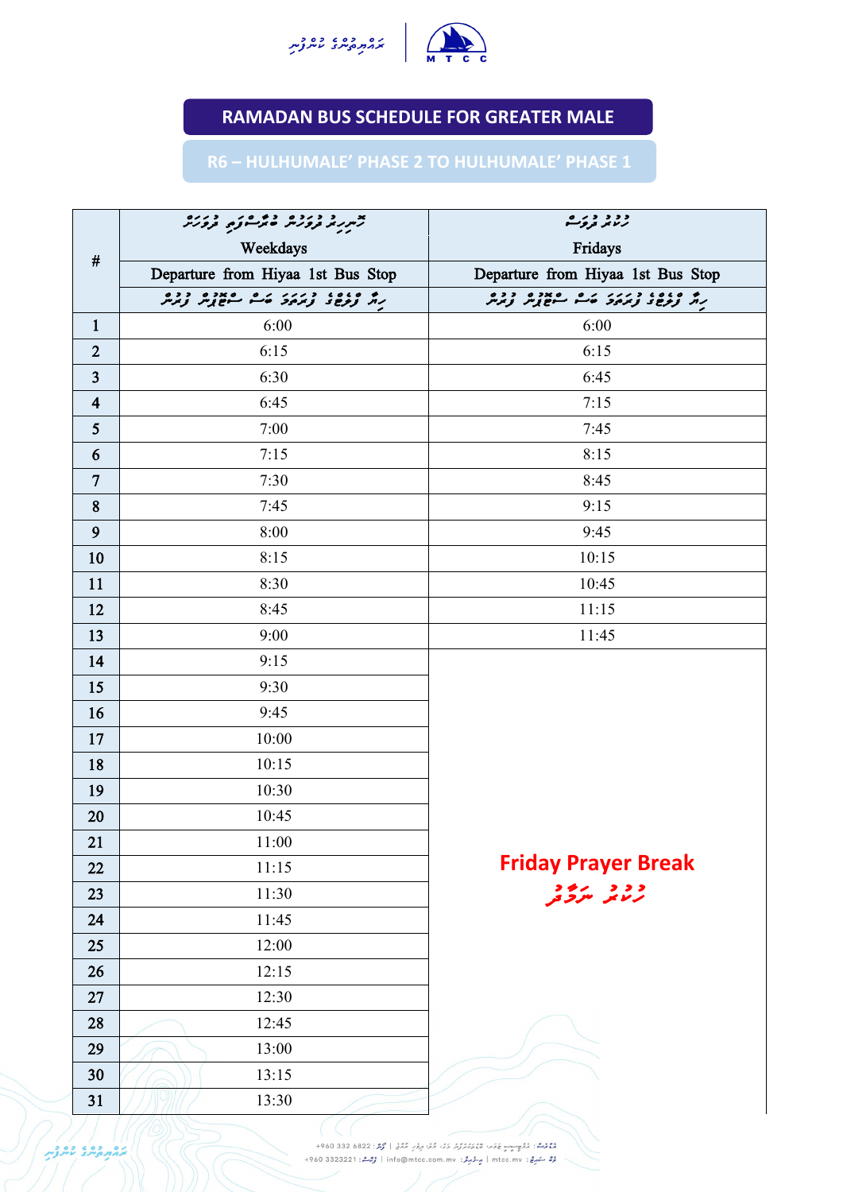# RAMADAN BUS SCHEDULE FOR GREATER MALE

## R6 – HULHUMALE' PHASE 2 TO HULHUMALE' PHASE 1

| # | Weekdays | Fridays |
|---|---|---|
| | Departure from Hiyaa 1st Bus Stop | Departure from Hiyaa 1st Bus Stop |
| 1 | 6:00 | 6:00 |
| 2 | 6:15 | 6:15 |
| 3 | 6:30 | 6:45 |
| 4 | 6:45 | 7:15 |
| 5 | 7:00 | 7:45 |
| 6 | 7:15 | 8:15 |
| 7 | 7:30 | 8:45 |
| 8 | 7:45 | 9:15 |
| 9 | 8:00 | 9:45 |
| 10 | 8:15 | 10:15 |
| 11 | 8:30 | 10:45 |
| 12 | 8:45 | 11:15 |
| 13 | 9:00 | 11:45 |
| 14 | 9:15 | Friday Prayer Break |
| 15 | 9:30 | |
| 16 | 9:45 | |
| 17 | 10:00 | |
| 18 | 10:15 | |
| 19 | 10:30 | |
| 20 | 10:45 | |
| 21 | 11:00 | |
| 22 | 11:15 | |
| 23 | 11:30 | |
| 24 | 11:45 | |
| 25 | 12:00 | |
| 26 | 12:15 | |
| 27 | 12:30 | |
| 28 | 12:45 | |
| 29 | 13:00 | |
| 30 | 13:15 | |
| 31 | 13:30 | |

+960 332 6822 | info@mtcc.com.mv | mtcc.mv | +960 3323221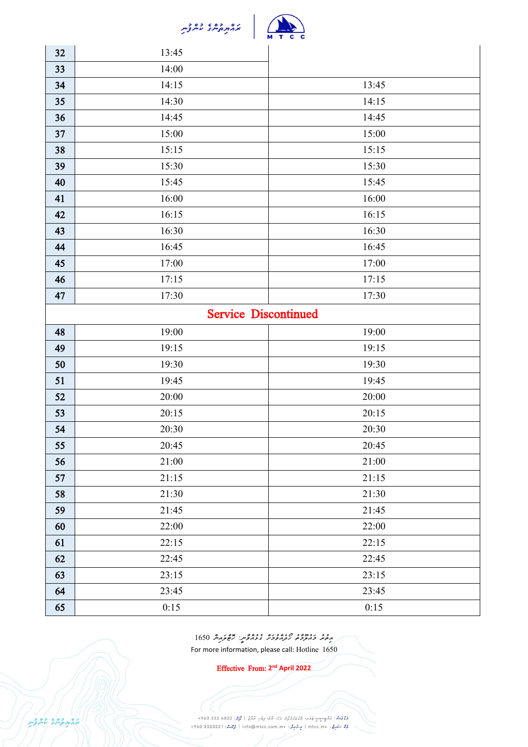| | | |
|---|---|---|
| 32 | 13:45 | |
| 33 | 14:00 | |
| 34 | 14:15 | 13:45 |
| 35 | 14:30 | 14:15 |
| 36 | 14:45 | 14:45 |
| 37 | 15:00 | 15:00 |
| 38 | 15:15 | 15:15 |
| 39 | 15:30 | 15:30 |
| 40 | 15:45 | 15:45 |
| 41 | 16:00 | 16:00 |
| 42 | 16:15 | 16:15 |
| 43 | 16:30 | 16:30 |
| 44 | 16:45 | 16:45 |
| 45 | 17:00 | 17:00 |
| 46 | 17:15 | 17:15 |
| 47 | 17:30 | 17:30 |
| Service Discontinued | | |
| 48 | 19:00 | 19:00 |
| 49 | 19:15 | 19:15 |
| 50 | 19:30 | 19:30 |
| 51 | 19:45 | 19:45 |
| 52 | 20:00 | 20:00 |
| 53 | 20:15 | 20:15 |
| 54 | 20:30 | 20:30 |
| 55 | 20:45 | 20:45 |
| 56 | 21:00 | 21:00 |
| 57 | 21:15 | 21:15 |
| 58 | 21:30 | 21:30 |
| 59 | 21:45 | 21:45 |
| 60 | 22:00 | 22:00 |
| 61 | 22:15 | 22:15 |
| 62 | 22:45 | 22:45 |
| 63 | 23:15 | 23:15 |
| 64 | 23:45 | 23:45 |
| 65 | 0:15 | 0:15 |

For more information, please call: Hotline 1650

**Effective From: 2nd April 2022**

+960 332 6822 | info@mtcc.com.mv | mtcc.mv | +960 3323221